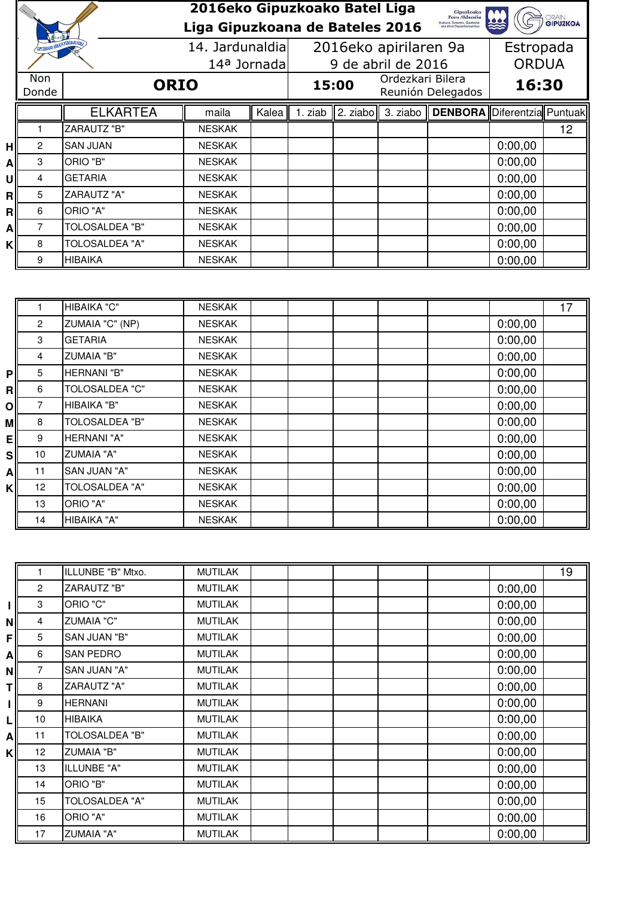# 2016eko Gipuzkoako Batel Liga
# Liga Gipuzkoana de Bateles 2016

| 14. Jardunaldia / 14ª Jornada | 2016eko apirilaren 9a / 9 de abril de 2016 | Estropada ORDUA |
|---|---|---|
| Non / Donde: **ORIO** | **15:00** Ordezkari Bilera / Reunión Delegados | **16:30** |

## HAURRAK

| | ELKARTEA | maila | Kalea | 1. ziab | 2. ziabo | 3. ziabo | DENBORA | Diferentzia | Puntuak |
|---|---|---|---|---|---|---|---|---|---|
| 1 | ZARAUTZ "B" | NESKAK | | | | | | | 12 |
| 2 | SAN JUAN | NESKAK | | | | | | 0:00,00 | |
| 3 | ORIO "B" | NESKAK | | | | | | 0:00,00 | |
| 4 | GETARIA | NESKAK | | | | | | 0:00,00 | |
| 5 | ZARAUTZ "A" | NESKAK | | | | | | 0:00,00 | |
| 6 | ORIO "A" | NESKAK | | | | | | 0:00,00 | |
| 7 | TOLOSALDEA "B" | NESKAK | | | | | | 0:00,00 | |
| 8 | TOLOSALDEA "A" | NESKAK | | | | | | 0:00,00 | |
| 9 | HIBAIKA | NESKAK | | | | | | 0:00,00 | |

## PROMESAK

| | ELKARTEA | maila | Kalea | 1. ziab | 2. ziabo | 3. ziabo | DENBORA | Diferentzia | Puntuak |
|---|---|---|---|---|---|---|---|---|---|
| 1 | HIBAIKA "C" | NESKAK | | | | | | | 17 |
| 2 | ZUMAIA "C" (NP) | NESKAK | | | | | | 0:00,00 | |
| 3 | GETARIA | NESKAK | | | | | | 0:00,00 | |
| 4 | ZUMAIA "B" | NESKAK | | | | | | 0:00,00 | |
| 5 | HERNANI "B" | NESKAK | | | | | | 0:00,00 | |
| 6 | TOLOSALDEA "C" | NESKAK | | | | | | 0:00,00 | |
| 7 | HIBAIKA "B" | NESKAK | | | | | | 0:00,00 | |
| 8 | TOLOSALDEA "B" | NESKAK | | | | | | 0:00,00 | |
| 9 | HERNANI "A" | NESKAK | | | | | | 0:00,00 | |
| 10 | ZUMAIA "A" | NESKAK | | | | | | 0:00,00 | |
| 11 | SAN JUAN "A" | NESKAK | | | | | | 0:00,00 | |
| 12 | TOLOSALDEA "A" | NESKAK | | | | | | 0:00,00 | |
| 13 | ORIO "A" | NESKAK | | | | | | 0:00,00 | |
| 14 | HIBAIKA "A" | NESKAK | | | | | | 0:00,00 | |

## INFANTILAK

| | ELKARTEA | maila | Kalea | 1. ziab | 2. ziabo | 3. ziabo | DENBORA | Diferentzia | Puntuak |
|---|---|---|---|---|---|---|---|---|---|
| 1 | ILLUNBE "B" Mtxo. | MUTILAK | | | | | | | 19 |
| 2 | ZARAUTZ "B" | MUTILAK | | | | | | 0:00,00 | |
| 3 | ORIO "C" | MUTILAK | | | | | | 0:00,00 | |
| 4 | ZUMAIA "C" | MUTILAK | | | | | | 0:00,00 | |
| 5 | SAN JUAN "B" | MUTILAK | | | | | | 0:00,00 | |
| 6 | SAN PEDRO | MUTILAK | | | | | | 0:00,00 | |
| 7 | SAN JUAN "A" | MUTILAK | | | | | | 0:00,00 | |
| 8 | ZARAUTZ "A" | MUTILAK | | | | | | 0:00,00 | |
| 9 | HERNANI | MUTILAK | | | | | | 0:00,00 | |
| 10 | HIBAIKA | MUTILAK | | | | | | 0:00,00 | |
| 11 | TOLOSALDEA "B" | MUTILAK | | | | | | 0:00,00 | |
| 12 | ZUMAIA "B" | MUTILAK | | | | | | 0:00,00 | |
| 13 | ILLUNBE "A" | MUTILAK | | | | | | 0:00,00 | |
| 14 | ORIO "B" | MUTILAK | | | | | | 0:00,00 | |
| 15 | TOLOSALDEA "A" | MUTILAK | | | | | | 0:00,00 | |
| 16 | ORIO "A" | MUTILAK | | | | | | 0:00,00 | |
| 17 | ZUMAIA "A" | MUTILAK | | | | | | 0:00,00 | |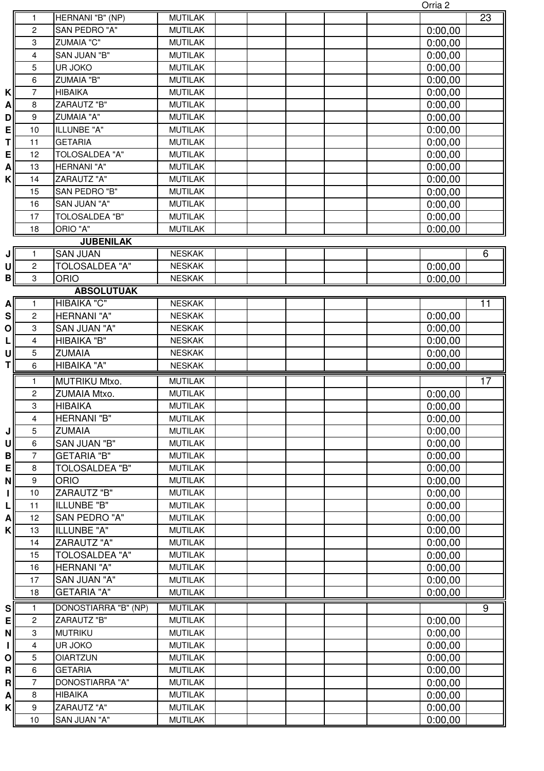| | | | | | | | | | | |
|---|---|---|---|---|---|---|---|---|---|---|
| KADETEAK | 1 | HERNANI "B" (NP) | MUTILAK | | | | | | | 23 |
| | 2 | SAN PEDRO "A" | MUTILAK | | | | | | 0:00,00 | |
| | 3 | ZUMAIA "C" | MUTILAK | | | | | | 0:00,00 | |
| | 4 | SAN JUAN "B" | MUTILAK | | | | | | 0:00,00 | |
| | 5 | UR JOKO | MUTILAK | | | | | | 0:00,00 | |
| | 6 | ZUMAIA "B" | MUTILAK | | | | | | 0:00,00 | |
| | 7 | HIBAIKA | MUTILAK | | | | | | 0:00,00 | |
| | 8 | ZARAUTZ "B" | MUTILAK | | | | | | 0:00,00 | |
| | 9 | ZUMAIA "A" | MUTILAK | | | | | | 0:00,00 | |
| | 10 | ILLUNBE "A" | MUTILAK | | | | | | 0:00,00 | |
| | 11 | GETARIA | MUTILAK | | | | | | 0:00,00 | |
| | 12 | TOLOSALDEA "A" | MUTILAK | | | | | | 0:00,00 | |
| | 13 | HERNANI "A" | MUTILAK | | | | | | 0:00,00 | |
| | 14 | ZARAUTZ "A" | MUTILAK | | | | | | 0:00,00 | |
| | 15 | SAN PEDRO "B" | MUTILAK | | | | | | 0:00,00 | |
| | 16 | SAN JUAN "A" | MUTILAK | | | | | | 0:00,00 | |
| | 17 | TOLOSALDEA "B" | MUTILAK | | | | | | 0:00,00 | |
| | 18 | ORIO "A" | MUTILAK | | | | | | 0:00,00 | |

**JUBENILAK**

| | | | | | | | | | | |
|---|---|---|---|---|---|---|---|---|---|---|
| JUB | 1 | SAN JUAN | NESKAK | | | | | | | 6 |
| | 2 | TOLOSALDEA "A" | NESKAK | | | | | | 0:00,00 | |
| | 3 | ORIO | NESKAK | | | | | | 0:00,00 | |

**ABSOLUTUAK**

| | | | | | | | | | | |
|---|---|---|---|---|---|---|---|---|---|---|
| ASOLUT | 1 | HIBAIKA "C" | NESKAK | | | | | | | 11 |
| | 2 | HERNANI "A" | NESKAK | | | | | | 0:00,00 | |
| | 3 | SAN JUAN "A" | NESKAK | | | | | | 0:00,00 | |
| | 4 | HIBAIKA "B" | NESKAK | | | | | | 0:00,00 | |
| | 5 | ZUMAIA | NESKAK | | | | | | 0:00,00 | |
| | 6 | HIBAIKA "A" | NESKAK | | | | | | 0:00,00 | |

| | | | | | | | | | | |
|---|---|---|---|---|---|---|---|---|---|---|
| JUBENILAK | 1 | MUTRIKU Mtxo. | MUTILAK | | | | | | | 17 |
| | 2 | ZUMAIA Mtxo. | MUTILAK | | | | | | 0:00,00 | |
| | 3 | HIBAIKA | MUTILAK | | | | | | 0:00,00 | |
| | 4 | HERNANI "B" | MUTILAK | | | | | | 0:00,00 | |
| | 5 | ZUMAIA | MUTILAK | | | | | | 0:00,00 | |
| | 6 | SAN JUAN "B" | MUTILAK | | | | | | 0:00,00 | |
| | 7 | GETARIA "B" | MUTILAK | | | | | | 0:00,00 | |
| | 8 | TOLOSALDEA "B" | MUTILAK | | | | | | 0:00,00 | |
| | 9 | ORIO | MUTILAK | | | | | | 0:00,00 | |
| | 10 | ZARAUTZ "B" | MUTILAK | | | | | | 0:00,00 | |
| | 11 | ILLUNBE "B" | MUTILAK | | | | | | 0:00,00 | |
| | 12 | SAN PEDRO "A" | MUTILAK | | | | | | 0:00,00 | |
| | 13 | ILLUNBE "A" | MUTILAK | | | | | | 0:00,00 | |
| | 14 | ZARAUTZ "A" | MUTILAK | | | | | | 0:00,00 | |
| | 15 | TOLOSALDEA "A" | MUTILAK | | | | | | 0:00,00 | |
| | 16 | HERNANI "A" | MUTILAK | | | | | | 0:00,00 | |
| | 17 | SAN JUAN "A" | MUTILAK | | | | | | 0:00,00 | |
| | 18 | GETARIA "A" | MUTILAK | | | | | | 0:00,00 | |

| | | | | | | | | | | |
|---|---|---|---|---|---|---|---|---|---|---|
| SENIORRAK | 1 | DONOSTIARRA "B" (NP) | MUTILAK | | | | | | | 9 |
| | 2 | ZARAUTZ "B" | MUTILAK | | | | | | 0:00,00 | |
| | 3 | MUTRIKU | MUTILAK | | | | | | 0:00,00 | |
| | 4 | UR JOKO | MUTILAK | | | | | | 0:00,00 | |
| | 5 | OIARTZUN | MUTILAK | | | | | | 0:00,00 | |
| | 6 | GETARIA | MUTILAK | | | | | | 0:00,00 | |
| | 7 | DONOSTIARRA "A" | MUTILAK | | | | | | 0:00,00 | |
| | 8 | HIBAIKA | MUTILAK | | | | | | 0:00,00 | |
| | 9 | ZARAUTZ "A" | MUTILAK | | | | | | 0:00,00 | |
| | 10 | SAN JUAN "A" | MUTILAK | | | | | | 0:00,00 | |